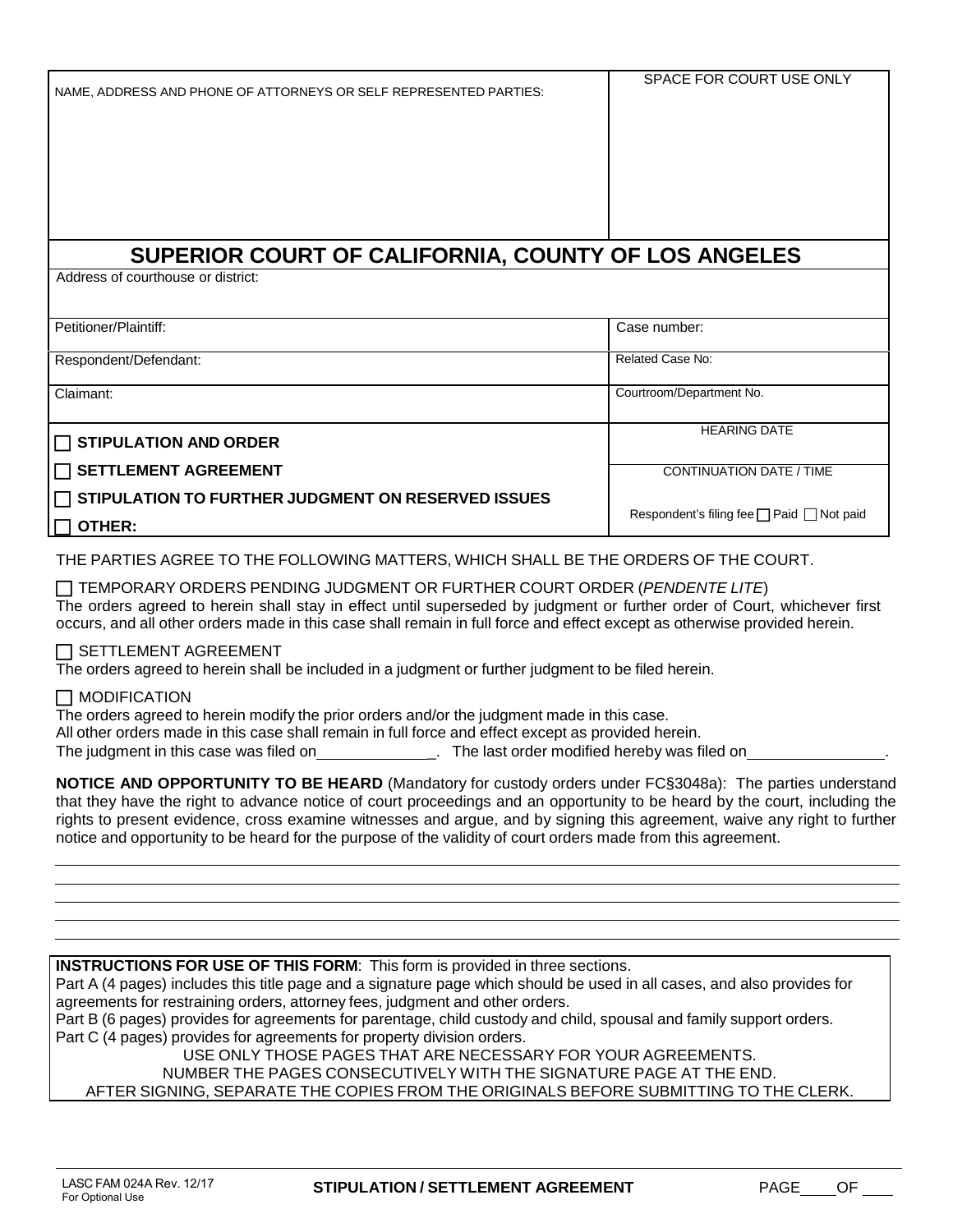| NAME, ADDRESS AND PHONE OF ATTORNEYS OR SELF REPRESENTED PARTIES: | SPACE FOR COURT USE ONLY |
| --- | --- |

## SUPERIOR COURT OF CALIFORNIA, COUNTY OF LOS ANGELES

Address of courthouse or district:

| | |
| --- | --- |
| Petitioner/Plaintiff: | Case number: |
| Respondent/Defendant: | Related Case No: |
| Claimant: | Courtroom/Department No. |
| ☐ **STIPULATION AND ORDER** | HEARING DATE |
| ☐ **SETTLEMENT AGREEMENT** | CONTINUATION DATE / TIME |
| ☐ **STIPULATION TO FURTHER JUDGMENT ON RESERVED ISSUES** | Respondent's filing fee ☐ Paid ☐ Not paid |
| ☐ **OTHER:** | |

THE PARTIES AGREE TO THE FOLLOWING MATTERS, WHICH SHALL BE THE ORDERS OF THE COURT.

☐ TEMPORARY ORDERS PENDING JUDGMENT OR FURTHER COURT ORDER (*PENDENTE LITE*)
The orders agreed to herein shall stay in effect until superseded by judgment or further order of Court, whichever first occurs, and all other orders made in this case shall remain in full force and effect except as otherwise provided herein.

☐ SETTLEMENT AGREEMENT
The orders agreed to herein shall be included in a judgment or further judgment to be filed herein.

☐ MODIFICATION
The orders agreed to herein modify the prior orders and/or the judgment made in this case.
All other orders made in this case shall remain in full force and effect except as provided herein.
The judgment in this case was filed on______________. The last order modified hereby was filed on________________.

**NOTICE AND OPPORTUNITY TO BE HEARD** (Mandatory for custody orders under FC§3048a): The parties understand that they have the right to advance notice of court proceedings and an opportunity to be heard by the court, including the rights to present evidence, cross examine witnesses and argue, and by signing this agreement, waive any right to further notice and opportunity to be heard for the purpose of the validity of court orders made from this agreement.

______________________________________________________________________________

______________________________________________________________________________

______________________________________________________________________________

______________________________________________________________________________

______________________________________________________________________________

**INSTRUCTIONS FOR USE OF THIS FORM**: This form is provided in three sections.
Part A (4 pages) includes this title page and a signature page which should be used in all cases, and also provides for agreements for restraining orders, attorney fees, judgment and other orders.
Part B (6 pages) provides for agreements for parentage, child custody and child, spousal and family support orders.
Part C (4 pages) provides for agreements for property division orders.

USE ONLY THOSE PAGES THAT ARE NECESSARY FOR YOUR AGREEMENTS.
NUMBER THE PAGES CONSECUTIVELY WITH THE SIGNATURE PAGE AT THE END.
AFTER SIGNING, SEPARATE THE COPIES FROM THE ORIGINALS BEFORE SUBMITTING TO THE CLERK.

LASC FAM 024A Rev. 12/17
For Optional Use

**STIPULATION / SETTLEMENT AGREEMENT**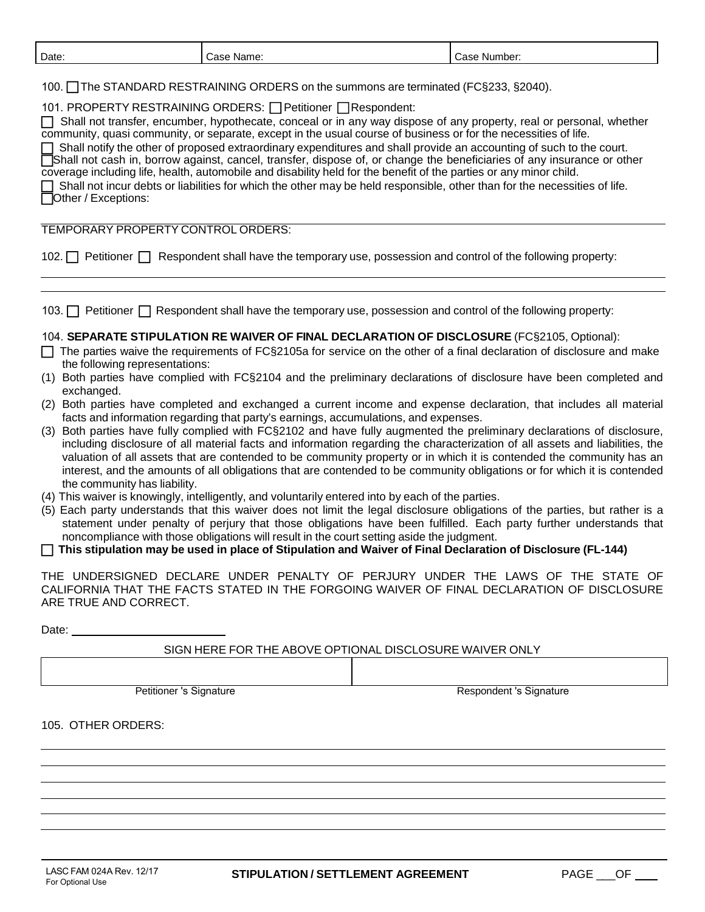| Date: | Case Name: | Case Number: |
|---|---|---|

100. ☐ The STANDARD RESTRAINING ORDERS on the summons are terminated (FC§233, §2040).

101. PROPERTY RESTRAINING ORDERS: ☐ Petitioner ☐ Respondent:

☐ Shall not transfer, encumber, hypothecate, conceal or in any way dispose of any property, real or personal, whether community, quasi community, or separate, except in the usual course of business or for the necessities of life.

☐ Shall notify the other of proposed extraordinary expenditures and shall provide an accounting of such to the court.

☐ Shall not cash in, borrow against, cancel, transfer, dispose of, or change the beneficiaries of any insurance or other coverage including life, health, automobile and disability held for the benefit of the parties or any minor child.

☐ Shall not incur debts or liabilities for which the other may be held responsible, other than for the necessities of life.

☐ Other / Exceptions:

TEMPORARY PROPERTY CONTROL ORDERS:

102. ☐ Petitioner ☐ Respondent shall have the temporary use, possession and control of the following property:

103. ☐ Petitioner ☐ Respondent shall have the temporary use, possession and control of the following property:

104. **SEPARATE STIPULATION RE WAIVER OF FINAL DECLARATION OF DISCLOSURE** (FC§2105, Optional):

☐ The parties waive the requirements of FC§2105a for service on the other of a final declaration of disclosure and make the following representations:

(1) Both parties have complied with FC§2104 and the preliminary declarations of disclosure have been completed and exchanged.

(2) Both parties have completed and exchanged a current income and expense declaration, that includes all material facts and information regarding that party's earnings, accumulations, and expenses.

(3) Both parties have fully complied with FC§2102 and have fully augmented the preliminary declarations of disclosure, including disclosure of all material facts and information regarding the characterization of all assets and liabilities, the valuation of all assets that are contended to be community property or in which it is contended the community has an interest, and the amounts of all obligations that are contended to be community obligations or for which it is contended the community has liability.

(4) This waiver is knowingly, intelligently, and voluntarily entered into by each of the parties.

(5) Each party understands that this waiver does not limit the legal disclosure obligations of the parties, but rather is a statement under penalty of perjury that those obligations have been fulfilled. Each party further understands that noncompliance with those obligations will result in the court setting aside the judgment.

☐ **This stipulation may be used in place of Stipulation and Waiver of Final Declaration of Disclosure (FL-144)**

THE UNDERSIGNED DECLARE UNDER PENALTY OF PERJURY UNDER THE LAWS OF THE STATE OF CALIFORNIA THAT THE FACTS STATED IN THE FORGOING WAIVER OF FINAL DECLARATION OF DISCLOSURE ARE TRUE AND CORRECT.

Date: ______________________

SIGN HERE FOR THE ABOVE OPTIONAL DISCLOSURE WAIVER ONLY

| | |
|---|---|
| Petitioner 's Signature | Respondent 's Signature |

105. OTHER ORDERS:

LASC FAM 024A Rev. 12/17
For Optional Use

**STIPULATION / SETTLEMENT AGREEMENT**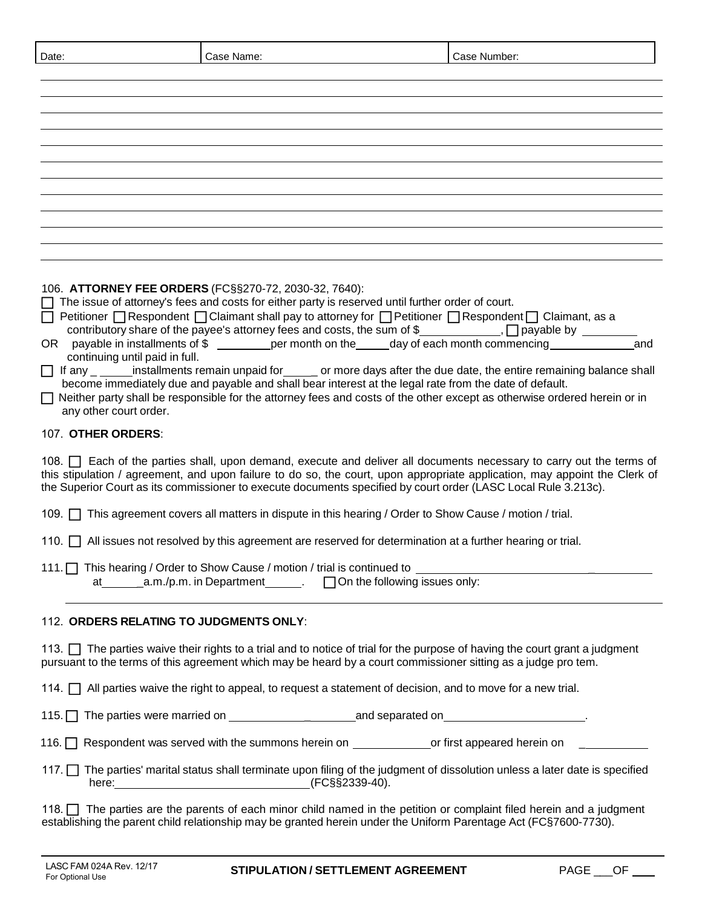| Date: | Case Name: | Case Number: |
| --- | --- | --- |

106. **ATTORNEY FEE ORDERS** (FC§§270-72, 2030-32, 7640):

☐ The issue of attorney's fees and costs for either party is reserved until further order of court.

☐ Petitioner ☐ Respondent ☐ Claimant shall pay to attorney for ☐ Petitioner ☐ Respondent ☐ Claimant, as a contributory share of the payee's attorney fees and costs, the sum of $____________, ☐ payable by ________

OR payable in installments of $ ________ per month on the _____ day of each month commencing ____________ and continuing until paid in full.

☐ If any ______ installments remain unpaid for ______ or more days after the due date, the entire remaining balance shall become immediately due and payable and shall bear interest at the legal rate from the date of default.

☐ Neither party shall be responsible for the attorney fees and costs of the other except as otherwise ordered herein or in any other court order.

107. **OTHER ORDERS**:

108. ☐ Each of the parties shall, upon demand, execute and deliver all documents necessary to carry out the terms of this stipulation / agreement, and upon failure to do so, the court, upon appropriate application, may appoint the Clerk of the Superior Court as its commissioner to execute documents specified by court order (LASC Local Rule 3.213c).

109. ☐ This agreement covers all matters in dispute in this hearing / Order to Show Cause / motion / trial.

110. ☐ All issues not resolved by this agreement are reserved for determination at a further hearing or trial.

111. ☐ This hearing / Order to Show Cause / motion / trial is continued to ______________________________
at ______ a.m./p.m. in Department ______. ☐ On the following issues only:

112. **ORDERS RELATING TO JUDGMENTS ONLY**:

113. ☐ The parties waive their rights to a trial and to notice of trial for the purpose of having the court grant a judgment pursuant to the terms of this agreement which may be heard by a court commissioner sitting as a judge pro tem.

114. ☐ All parties waive the right to appeal, to request a statement of decision, and to move for a new trial.

115. ☐ The parties were married on ____________________ and separated on ______________________.

116. ☐ Respondent was served with the summons herein on ____________ or first appeared herein on ____________

117. ☐ The parties' marital status shall terminate upon filing of the judgment of dissolution unless a later date is specified here: ______________________________ (FC§§2339-40).

118. ☐ The parties are the parents of each minor child named in the petition or complaint filed herein and a judgment establishing the parent child relationship may be granted herein under the Uniform Parentage Act (FC§7600-7730).

LASC FAM 024A Rev. 12/17
For Optional Use

**STIPULATION / SETTLEMENT AGREEMENT**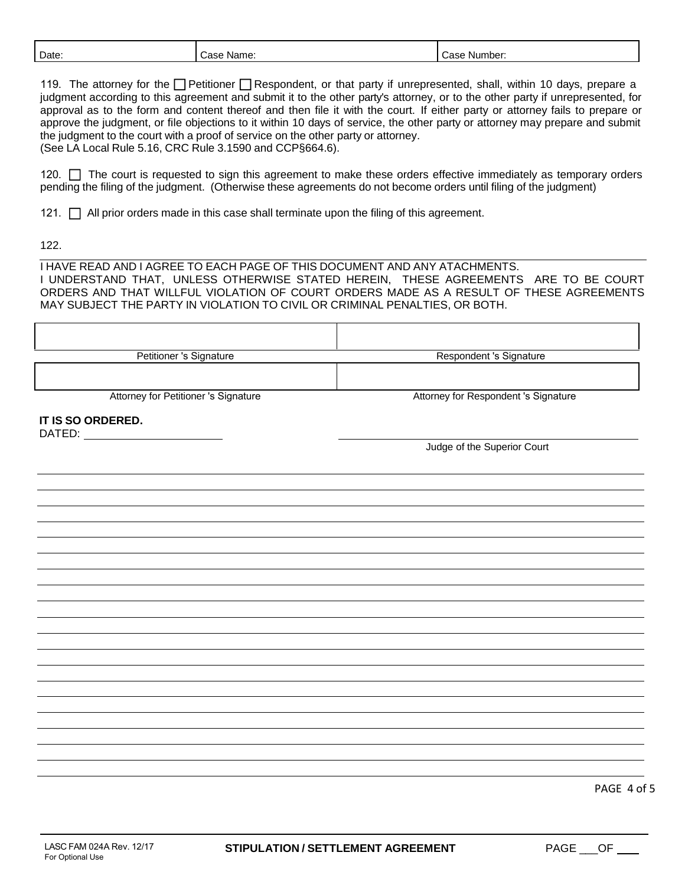| Date: | Case Name: | Case Number: |
|---|---|---|

119. The attorney for the ☐ Petitioner ☐ Respondent, or that party if unrepresented, shall, within 10 days, prepare a judgment according to this agreement and submit it to the other party's attorney, or to the other party if unrepresented, for approval as to the form and content thereof and then file it with the court. If either party or attorney fails to prepare or approve the judgment, or file objections to it within 10 days of service, the other party or attorney may prepare and submit the judgment to the court with a proof of service on the other party or attorney.
(See LA Local Rule 5.16, CRC Rule 3.1590 and CCP§664.6).

120. ☐ The court is requested to sign this agreement to make these orders effective immediately as temporary orders pending the filing of the judgment. (Otherwise these agreements do not become orders until filing of the judgment)

121. ☐ All prior orders made in this case shall terminate upon the filing of this agreement.

122.

I HAVE READ AND I AGREE TO EACH PAGE OF THIS DOCUMENT AND ANY ATACHMENTS.
I UNDERSTAND THAT, UNLESS OTHERWISE STATED HEREIN, THESE AGREEMENTS ARE TO BE COURT ORDERS AND THAT WILLFUL VIOLATION OF COURT ORDERS MADE AS A RESULT OF THESE AGREEMENTS MAY SUBJECT THE PARTY IN VIOLATION TO CIVIL OR CRIMINAL PENALTIES, OR BOTH.

| | |
|---|---|
| Petitioner 's Signature | Respondent 's Signature |
| | |
| Attorney for Petitioner 's Signature | Attorney for Respondent 's Signature |

**IT IS SO ORDERED.**
DATED: ______________________

______________________________
Judge of the Superior Court

LASC FAM 024A Rev. 12/17
For Optional Use

**STIPULATION / SETTLEMENT AGREEMENT**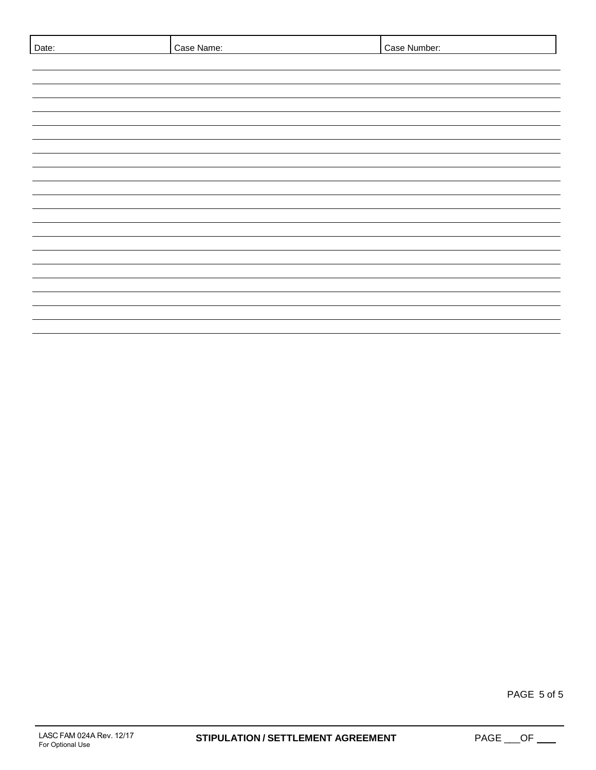| Date: | Case Name: | Case Number: |
| --- | --- | --- |